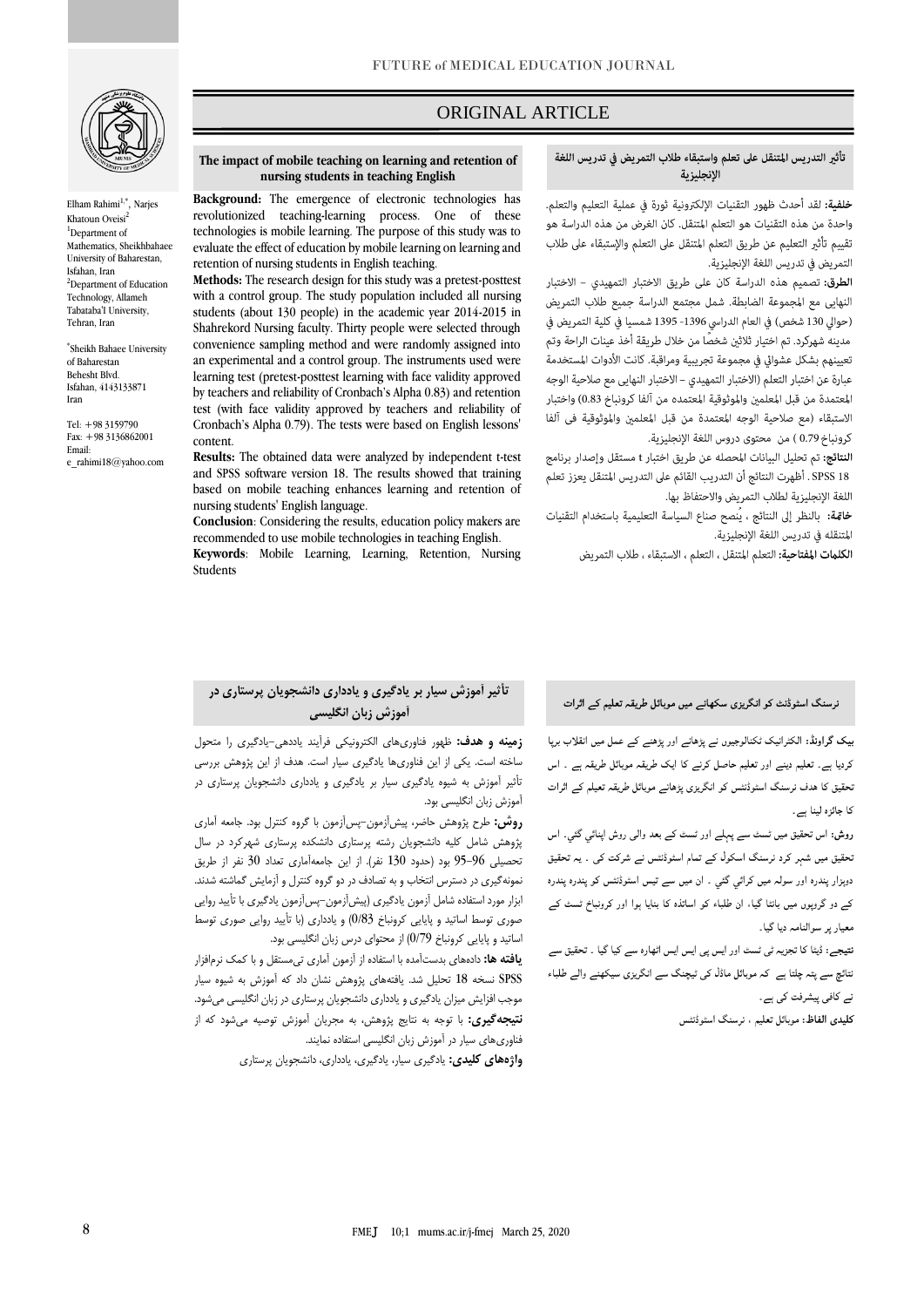ORIGINAL ARTICLE

## The impact of mobile teaching on learning and retention of nursing students in teaching English

Elham Rahimi[1,*], Narjes Khatoun Oveisi[2]

[1]Department of Mathematics, Sheikhbahaee University of Baharestan, Isfahan, Iran

[2]Department of Education Technology, Allameh Tabataba'I University, Tehran, Iran

[*]Sheikh Bahaee University of Baharestan Behesht Blvd. Isfahan, 4143133871 Iran

Tel: +98 3159790
Fax: +98 3136862001
Email: e_rahimi18@yahoo.com

**Background:** The emergence of electronic technologies has revolutionized teaching-learning process. One of these technologies is mobile learning. The purpose of this study was to evaluate the effect of education by mobile learning on learning and retention of nursing students in English teaching.

**Methods:** The research design for this study was a pretest-posttest with a control group. The study population included all nursing students (about 130 people) in the academic year 2014-2015 in Shahrekord Nursing faculty. Thirty people were selected through convenience sampling method and were randomly assigned into an experimental and a control group. The instruments used were learning test (pretest-posttest learning with face validity approved by teachers and reliability of Cronbach's Alpha 0.83) and retention test (with face validity approved by teachers and reliability of Cronbach's Alpha 0.79). The tests were based on English lessons' content.

**Results:** The obtained data were analyzed by independent t-test and SPSS software version 18. The results showed that training based on mobile teaching enhances learning and retention of nursing students' English language.

**Conclusion**: Considering the results, education policy makers are recommended to use mobile technologies in teaching English.

**Keywords**: Mobile Learning, Learning, Retention, Nursing Students

## تأثير التدريس المتنقل على تعلم واستبقاء طلاب التمريض في تدريس اللغة الإنجليزية

**خلفية:** لقد أحدث ظهور التقنيات الإلكترونية ثورة في عملية التعليم والتعلم. واحدة من هذه التقنيات هو التعلم المتنقل. كان الغرض من هذه الدراسة هو تقييم تأثير التعليم عن طريق التعلم المتنقل على التعلم والإستبقاء على طلاب التمريض في تدريس اللغة الإنجليزية.

**الطرق:** تصميم هذه الدراسة كان على طريق الاختبار التمهيدي - الاختبار النهايي مع المجموعة الضابطة. شمل مجتمع الدراسة جميع طلاب التمريض (حوالي 130 شخص) في العام الدراسي 1396- 1395 شمسيا في كلية التمريض في مدينه شهركرد. تم اختيار ثلاثين شخصًا من خلال طريقة أخذ عينات الراحة وتم تعيينهم بشكل عشوائي في مجموعة تجريبية ومراقبة. كانت الأدوات المستخدمة عبارة عن اختبار التعلم (الاختبار التمهيدي - الاختبار النهايي مع صلاحية الوجه المعتمدة من قبل المعلمين والموثوقية المعتمده من آلفا كرونباخ 0.83) واختبار الاستبقاء (مع صلاحية الوجه المعتمدة من قبل المعلمين والموثوقية فى آلفا كرونباخ 0.79 ) من محتوى دروس اللغة الإنجليزية.

**النتائج:** تم تحليل البيانات المحصله عن طريق اختبار t مستقل وإصدار برنامج SPSS 18 . أظهرت النتائج أن التدريب القائم على التدريس المتنقل يعزز تعلم اللغة الإنجليزية لطلاب التمريض والاحتفاظ بها.

**خاتمة:** بالنظر إلى النتائج ، يُنصح صناع السياسة التعليمية باستخدام التقنيات المتنقله في تدريس اللغة الإنجليزية.

**الكلمات المفتاحية:** التعلم المتنقل ، التعلم ، الاستبقاء ، طلاب التمريض

## تأثیر آموزش سیار بر یادگیری و یادداری دانشجویان پرستاری در آموزش زبان انگلیسی

**زمینه و هدف:** ظهور فناوری‌های الکترونیکی فرآیند یاددهی-یادگیری را متحول ساخته است. یکی از این فناوری‌ها یادگیری سیار است. هدف از این پژوهش بررسی تأثیر آموزش به شیوه یادگیری سیار بر یادگیری و یادداری دانشجویان پرستاری در آموزش زبان انگلیسی بود.

**روش:** طرح پژوهش حاضر، پیش‌آزمون-پس‌آزمون با گروه کنترل بود. جامعه آماری پژوهش شامل کلیه دانشجویان رشته پرستاری دانشکده پرستاری شهرکرد در سال تحصیلی 96-95 بود (حدود 130 نفر). از این جامعه‌آماری تعداد 30 نفر از طریق نمونه‌گیری در دسترس انتخاب و به تصادف در دو گروه کنترل و آزمایش گماشته شدند. ابزار مورد استفاده شامل آزمون یادگیری (پیش‌آزمون-پس‌آزمون یادگیری با تأیید روایی صوری توسط اساتید و پایایی کرونباخ 0/83) و یادداری (با تأیید روایی صوری توسط اساتید و پایایی کرونباخ 0/79) از محتوای درس زبان انگلیسی بود.

**یافته ها:** داده‌های بدست‌آمده با استفاده از آزمون آماری تی‌مستقل و با کمک نرم‌افزار SPSS نسخه 18 تحلیل شد. یافته‌های پژوهش نشان داد که آموزش به شیوه سیار موجب افزایش میزان یادگیری و یادداری دانشجویان پرستاری در زبان انگلیسی می‌شود.

**نتیجه‌گیری:** با توجه به نتایج پژوهش، به مجریان آموزش توصیه می‌شود که از فناوری‌های سیار در آموزش زبان انگلیسی استفاده نمایند.

**واژه‌های کلیدی:** یادگیری سیار، یادگیری، یادداری، دانشجویان پرستاری

## نرسنگ اسٹوڈنٹ کو انگریزی سکھانے میں موبائل طریقہ تعلیم کے اثرات

**بیک گراونڈ:** الکٹرانیک ٹکنالوجیوں نے پڑھانے اور پڑھنے کے عمل میں انقلاب برپا کردیا ہے۔ تعلیم دینے اور تعلیم حاصل کرنے کا ایک طریقہ موبائل طریقہ ہے ۔ اس تحقیق کا ہدف نرسنگ اسٹوڈنٹس کو انگریزی پڑھانے موبائل طریقہ تعلیم کے اثرات کا جائزہ لینا ہے۔

**روش:** اس تحقیق میں ٹسٹ سے پہلے اور ٹسٹ کے بعد والی روش اپنائي گئي۔ اس تحقیق میں شہر کرد نرسنگ اسکول کے تمام اسٹوڈنٹس نے شرکت کی ۔ یہ تحقیق دوہزار پندرہ اور سولہ میں کرائي گئي ۔ ان میں سے تیس اسٹوڈنٹس کو پندرہ پندرہ کے دو گروپوں میں بانٹا گيا، ان طلباء کو اساتذہ کا بنایا ہوا اور کرونباخ ٹسٹ کے معیار پر سوالنامہ دیا گيا۔

**نتیجے:** ڈیٹا کا تجزیہ ٹی ٹسٹ اور ایس پی ایس ایس اٹھارہ سے کیا گيا ۔ تحقیق سے نتائج سے پتہ چلتا ہے کہ موبائل ماڈل کی ٹیچنگ سے انگریزی سیکھنے والے طلباء نے کافی پیشرفت کی ہے۔

**کلیدی الفاظ:** موبائل تعلیم ، نرسنگ اسٹوڈنٹس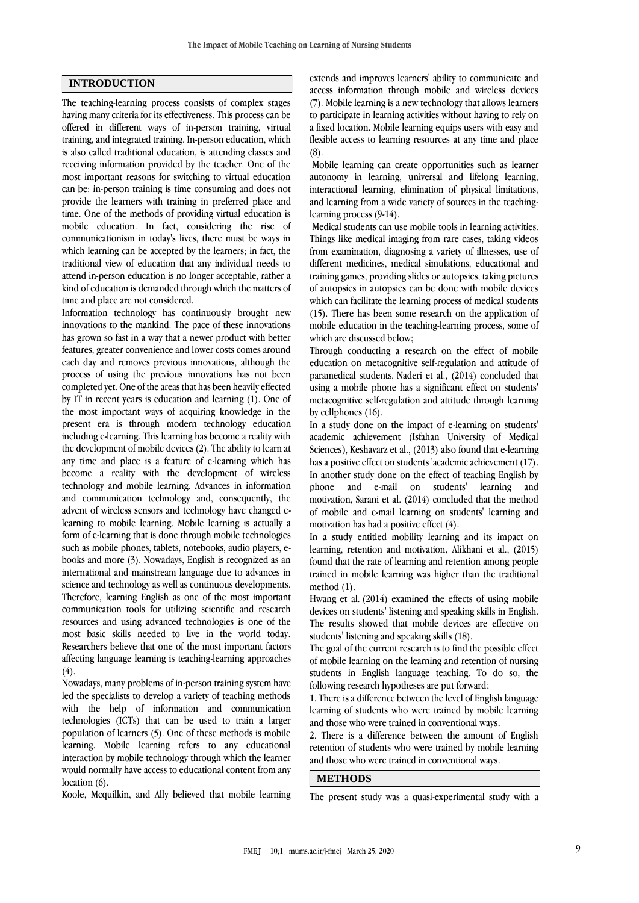## INTRODUCTION

The teaching-learning process consists of complex stages having many criteria for its effectiveness. This process can be offered in different ways of in-person training, virtual training, and integrated training. In-person education, which is also called traditional education, is attending classes and receiving information provided by the teacher. One of the most important reasons for switching to virtual education can be: in-person training is time consuming and does not provide the learners with training in preferred place and time. One of the methods of providing virtual education is mobile education. In fact, considering the rise of communicationism in today's lives, there must be ways in which learning can be accepted by the learners; in fact, the traditional view of education that any individual needs to attend in-person education is no longer acceptable, rather a kind of education is demanded through which the matters of time and place are not considered.

Information technology has continuously brought new innovations to the mankind. The pace of these innovations has grown so fast in a way that a newer product with better features, greater convenience and lower costs comes around each day and removes previous innovations, although the process of using the previous innovations has not been completed yet. One of the areas that has been heavily effected by IT in recent years is education and learning (1). One of the most important ways of acquiring knowledge in the present era is through modern technology education including e-learning. This learning has become a reality with the development of mobile devices (2). The ability to learn at any time and place is a feature of e-learning which has become a reality with the development of wireless technology and mobile learning. Advances in information and communication technology and, consequently, the advent of wireless sensors and technology have changed e-learning to mobile learning. Mobile learning is actually a form of e-learning that is done through mobile technologies such as mobile phones, tablets, notebooks, audio players, e-books and more (3). Nowadays, English is recognized as an international and mainstream language due to advances in science and technology as well as continuous developments. Therefore, learning English as one of the most important communication tools for utilizing scientific and research resources and using advanced technologies is one of the most basic skills needed to live in the world today. Researchers believe that one of the most important factors affecting language learning is teaching-learning approaches (4).

Nowadays, many problems of in-person training system have led the specialists to develop a variety of teaching methods with the help of information and communication technologies (ICTs) that can be used to train a larger population of learners (5). One of these methods is mobile learning. Mobile learning refers to any educational interaction by mobile technology through which the learner would normally have access to educational content from any location (6).

Koole, Mcquilkin, and Ally believed that mobile learning extends and improves learners' ability to communicate and access information through mobile and wireless devices (7). Mobile learning is a new technology that allows learners to participate in learning activities without having to rely on a fixed location. Mobile learning equips users with easy and flexible access to learning resources at any time and place (8).

Mobile learning can create opportunities such as learner autonomy in learning, universal and lifelong learning, interactional learning, elimination of physical limitations, and learning from a wide variety of sources in the teaching-learning process (9-14).

Medical students can use mobile tools in learning activities. Things like medical imaging from rare cases, taking videos from examination, diagnosing a variety of illnesses, use of different medicines, medical simulations, educational and training games, providing slides or autopsies, taking pictures of autopsies in autopsies can be done with mobile devices which can facilitate the learning process of medical students (15). There has been some research on the application of mobile education in the teaching-learning process, some of which are discussed below;

Through conducting a research on the effect of mobile education on metacognitive self-regulation and attitude of paramedical students, Naderi et al., (2014) concluded that using a mobile phone has a significant effect on students' metacognitive self-regulation and attitude through learning by cellphones (16).

In a study done on the impact of e-learning on students' academic achievement (Isfahan University of Medical Sciences), Keshavarz et al., (2013) also found that e-learning has a positive effect on students 'academic achievement (17). In another study done on the effect of teaching English by phone and e-mail on students' learning and motivation, Sarani et al. (2014) concluded that the method of mobile and e-mail learning on students' learning and motivation has had a positive effect (4).

In a study entitled mobility learning and its impact on learning, retention and motivation, Alikhani et al., (2015) found that the rate of learning and retention among people trained in mobile learning was higher than the traditional method (1).

Hwang et al. (2014) examined the effects of using mobile devices on students' listening and speaking skills in English. The results showed that mobile devices are effective on students' listening and speaking skills (18).

The goal of the current research is to find the possible effect of mobile learning on the learning and retention of nursing students in English language teaching. To do so, the following research hypotheses are put forward:

1. There is a difference between the level of English language learning of students who were trained by mobile learning and those who were trained in conventional ways.
2. There is a difference between the amount of English retention of students who were trained by mobile learning and those who were trained in conventional ways.

## METHODS

The present study was a quasi-experimental study with a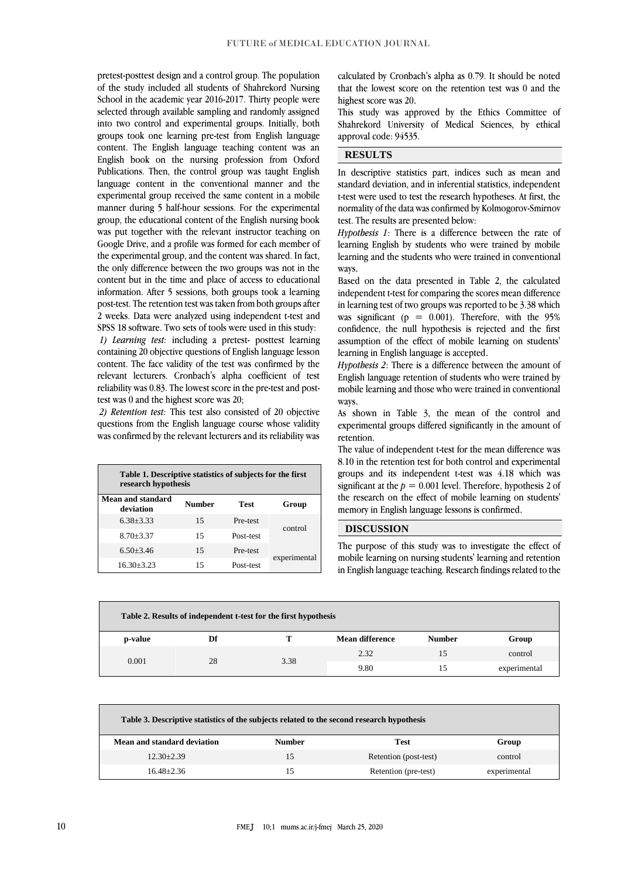pretest-posttest design and a control group. The population of the study included all students of Shahrekord Nursing School in the academic year 2016-2017. Thirty people were selected through available sampling and randomly assigned into two control and experimental groups. Initially, both groups took one learning pre-test from English language content. The English language teaching content was an English book on the nursing profession from Oxford Publications. Then, the control group was taught English language content in the conventional manner and the experimental group received the same content in a mobile manner during 5 half-hour sessions. For the experimental group, the educational content of the English nursing book was put together with the relevant instructor teaching on Google Drive, and a profile was formed for each member of the experimental group, and the content was shared. In fact, the only difference between the two groups was not in the content but in the time and place of access to educational information. After 5 sessions, both groups took a learning post-test. The retention test was taken from both groups after 2 weeks. Data were analyzed using independent t-test and SPSS 18 software. Two sets of tools were used in this study:

*1) Learning test:* including a pretest- posttest learning containing 20 objective questions of English language lesson content. The face validity of the test was confirmed by the relevant lecturers. Cronbach's alpha coefficient of test reliability was 0.83. The lowest score in the pre-test and post-test was 0 and the highest score was 20;

*2) Retention test:* This test also consisted of 20 objective questions from the English language course whose validity was confirmed by the relevant lecturers and its reliability was calculated by Cronbach's alpha as 0.79. It should be noted that the lowest score on the retention test was 0 and the highest score was 20.

This study was approved by the Ethics Committee of Shahrekord University of Medical Sciences, by ethical approval code: 94535.

**Table 1. Descriptive statistics of subjects for the first research hypothesis**

| Mean and standard deviation | Number | Test | Group |
|---|---|---|---|
| 6.38±3.33 | 15 | Pre-test | control |
| 8.70±3.37 | 15 | Post-test | |
| 6.50±3.46 | 15 | Pre-test | experimental |
| 16.30±3.23 | 15 | Post-test | |

## RESULTS

In descriptive statistics part, indices such as mean and standard deviation, and in inferential statistics, independent t-test were used to test the research hypotheses. At first, the normality of the data was confirmed by Kolmogorov-Smirnov test. The results are presented below:

*Hypothesis 1*: There is a difference between the rate of learning English by students who were trained by mobile learning and the students who were trained in conventional ways.

Based on the data presented in Table 2, the calculated independent t-test for comparing the scores mean difference in learning test of two groups was reported to be 3.38 which was significant ($p = 0.001$). Therefore, with the 95% confidence, the null hypothesis is rejected and the first assumption of the effect of mobile learning on students' learning in English language is accepted.

*Hypothesis 2*: There is a difference between the amount of English language retention of students who were trained by mobile learning and those who were trained in conventional ways.

As shown in Table 3, the mean of the control and experimental groups differed significantly in the amount of retention.

The value of independent t-test for the mean difference was 8.10 in the retention test for both control and experimental groups and its independent t-test was 4.18 which was significant at the $p = 0.001$ level. Therefore, hypothesis 2 of the research on the effect of mobile learning on students' memory in English language lessons is confirmed.

## DISCUSSION

The purpose of this study was to investigate the effect of mobile learning on nursing students' learning and retention in English language teaching. Research findings related to the

**Table 2. Results of independent t-test for the first hypothesis**

| p-value | Df | T | Mean difference | Number | Group |
|---|---|---|---|---|---|
| 0.001 | 28 | 3.38 | 2.32 | 15 | control |
| | | | 9.80 | 15 | experimental |

**Table 3. Descriptive statistics of the subjects related to the second research hypothesis**

| Mean and standard deviation | Number | Test | Group |
|---|---|---|---|
| 12.30±2.39 | 15 | Retention (post-test) | control |
| 16.48±2.36 | 15 | Retention (pre-test) | experimental |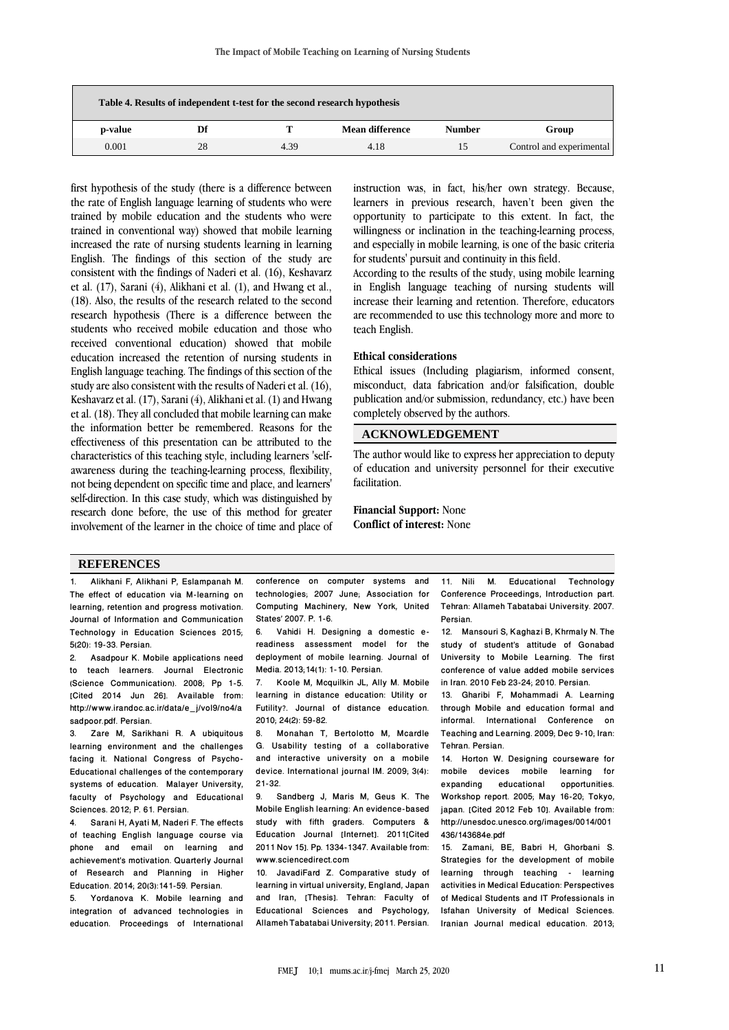**Table 4. Results of independent t-test for the second research hypothesis**

| p-value | Df | T | Mean difference | Number | Group |
|---|---|---|---|---|---|
| 0.001 | 28 | 4.39 | 4.18 | 15 | Control and experimental |

first hypothesis of the study (there is a difference between the rate of English language learning of students who were trained by mobile education and the students who were trained in conventional way) showed that mobile learning increased the rate of nursing students learning in learning English. The findings of this section of the study are consistent with the findings of Naderi et al. (16), Keshavarz et al. (17), Sarani (4), Alikhani et al. (1), and Hwang et al., (18). Also, the results of the research related to the second research hypothesis (There is a difference between the students who received mobile education and those who received conventional education) showed that mobile education increased the retention of nursing students in English language teaching. The findings of this section of the study are also consistent with the results of Naderi et al. (16), Keshavarz et al. (17), Sarani (4), Alikhani et al. (1) and Hwang et al. (18). They all concluded that mobile learning can make the information better be remembered. Reasons for the effectiveness of this presentation can be attributed to the characteristics of this teaching style, including learners 'self-awareness during the teaching-learning process, flexibility, not being dependent on specific time and place, and learners' self-direction. In this case study, which was distinguished by research done before, the use of this method for greater involvement of the learner in the choice of time and place of instruction was, in fact, his/her own strategy. Because, learners in previous research, haven't been given the opportunity to participate to this extent. In fact, the willingness or inclination in the teaching-learning process, and especially in mobile learning, is one of the basic criteria for students' pursuit and continuity in this field.

According to the results of the study, using mobile learning in English language teaching of nursing students will increase their learning and retention. Therefore, educators are recommended to use this technology more and more to teach English.

**Ethical considerations**

Ethical issues (Including plagiarism, informed consent, misconduct, data fabrication and/or falsification, double publication and/or submission, redundancy, etc.) have been completely observed by the authors.

## ACKNOWLEDGEMENT

The author would like to express her appreciation to deputy of education and university personnel for their executive facilitation.

**Financial Support:** None
**Conflict of interest:** None

## REFERENCES

1. Alikhani F, Alikhani P, Eslampanah M. The effect of education via M-learning on learning, retention and progress motivation. Journal of Information and Communication Technology in Education Sciences 2015; 5(20): 19-33. Persian.
2. Asadpour K. Mobile applications need to teach learners. Journal Electronic (Science Communication). 2008; Pp 1-5. [Cited 2014 Jun 26]. Available from: http://www.irandoc.ac.ir/data/e_j/vol9/no4/asadpoor.pdf. Persian.
3. Zare M, Sarikhani R. A ubiquitous learning environment and the challenges facing it. National Congress of Psycho-Educational challenges of the contemporary systems of education. Malayer University, faculty of Psychology and Educational Sciences. 2012; P. 61. Persian.
4. Sarani H, Ayati M, Naderi F. The effects of teaching English language course via phone and email on learning and achievement's motivation. Quarterly Journal of Research and Planning in Higher Education. 2014; 20(3):141-59. Persian.
5. Yordanova K. Mobile learning and integration of advanced technologies in education. Proceedings of International conference on computer systems and technologies; 2007 June; Association for Computing Machinery, New York, United States' 2007. P. 1-6.
6. Vahidi H. Designing a domestic e-readiness assessment model for the deployment of mobile learning. Journal of Media. 2013;14(1): 1-10. Persian.
7. Koole M, Mcquilkin JL, Ally M. Mobile learning in distance education: Utility or Futility?. Journal of distance education. 2010; 24(2): 59-82.
8. Monahan T, Bertolotto M, Mcardle G. Usability testing of a collaborative and interactive university on a mobile device. International journal IM. 2009; 3(4): 21-32.
9. Sandberg J, Maris M, Geus K. The Mobile English learning: An evidence-based study with fifth graders. Computers & Education Journal [Internet]. 2011[Cited 2011 Nov 15]. Pp. 1334-1347. Available from: www.sciencedirect.com
10. JavadiFard Z. Comparative study of learning in virtual university, England, Japan and Iran, [Thesis]. Tehran: Faculty of Educational Sciences and Psychology, Allameh Tabatabai University; 2011. Persian.
11. Nili M. Educational Technology Conference Proceedings, Introduction part. Tehran: Allameh Tabatabai University. 2007. Persian.
12. Mansouri S, Kaghazi B, Khrmaly N. The study of student's attitude of Gonabad University to Mobile Learning. The first conference of value added mobile services in Iran. 2010 Feb 23-24; 2010. Persian.
13. Gharibi F, Mohammadi A. Learning through Mobile and education formal and informal. International Conference on Teaching and Learning. 2009; Dec 9-10; Iran: Tehran. Persian.
14. Horton W. Designing courseware for mobile devices mobile learning for expanding educational opportunities. Workshop report. 2005; May 16-20; Tokyo, japan. [Cited 2012 Feb 10]. Available from: http://unesdoc.unesco.org/images/0014/001436/143684e.pdf
15. Zamani, BE, Babri H, Ghorbani S. Strategies for the development of mobile learning through teaching - learning activities in Medical Education: Perspectives of Medical Students and IT Professionals in Isfahan University of Medical Sciences. Iranian Journal medical education. 2013;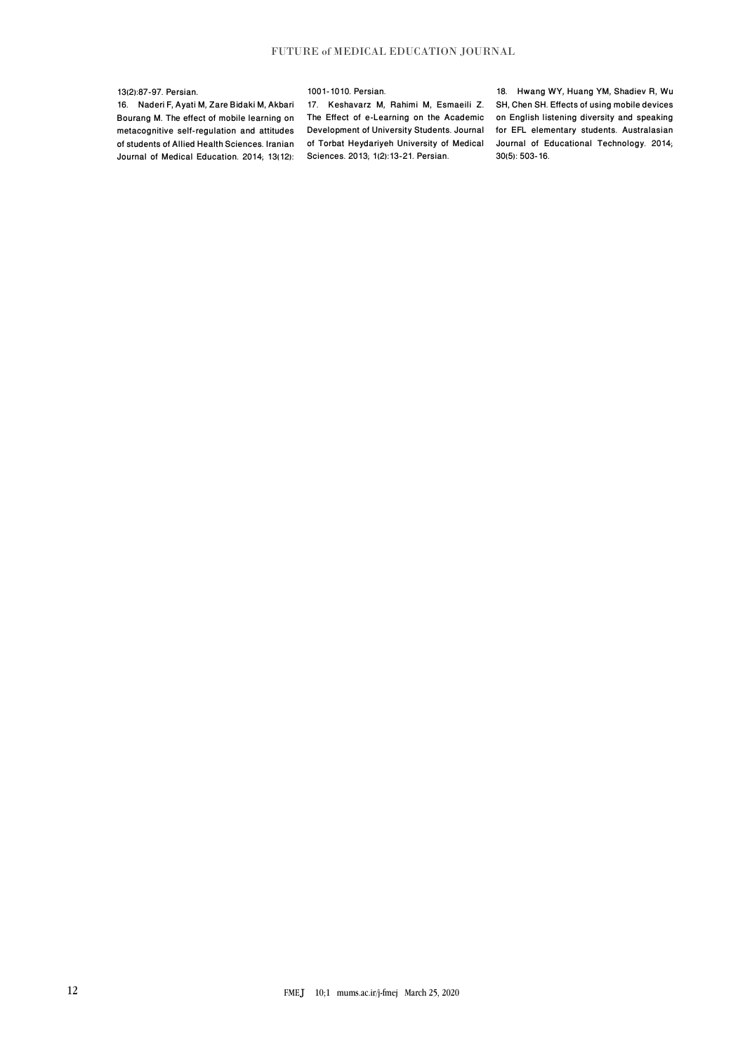13(2):87-97. Persian.

16. Naderi F, Ayati M, Zare Bidaki M, Akbari Bourang M. The effect of mobile learning on metacognitive self-regulation and attitudes of students of Allied Health Sciences. Iranian Journal of Medical Education. 2014; 13(12): 1001-1010. Persian.

17. Keshavarz M, Rahimi M, Esmaeili Z. The Effect of e-Learning on the Academic Development of University Students. Journal of Torbat Heydariyeh University of Medical Sciences. 2013; 1(2):13-21. Persian.

18. Hwang WY, Huang YM, Shadiev R, Wu SH, Chen SH. Effects of using mobile devices on English listening diversity and speaking for EFL elementary students. Australasian Journal of Educational Technology. 2014; 30(5): 503-16.